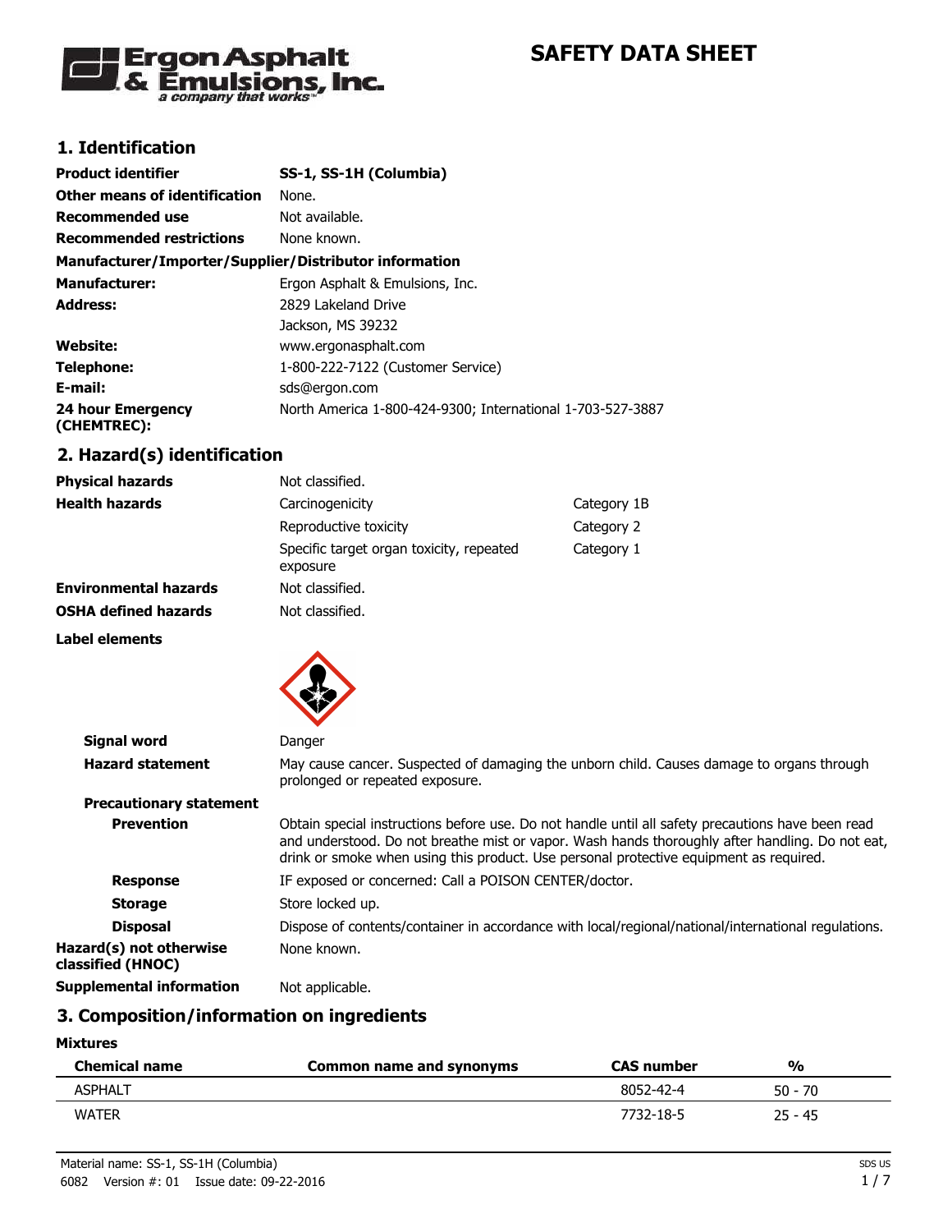# SAFETY DATA SHEET

Ergon Asphalt & Emulsions, Inc.
*a company that works*

## 1. Identification

| | |
|---|---|
| **Product identifier** | **SS-1, SS-1H (Columbia)** |
| **Other means of identification** | None. |
| **Recommended use** | Not available. |
| **Recommended restrictions** | None known. |

**Manufacturer/Importer/Supplier/Distributor information**

| | |
|---|---|
| **Manufacturer:** | Ergon Asphalt & Emulsions, Inc. |
| **Address:** | 2829 Lakeland Drive<br>Jackson, MS 39232 |
| **Website:** | www.ergonasphalt.com |
| **Telephone:** | 1-800-222-7122 (Customer Service) |
| **E-mail:** | sds@ergon.com |
| **24 hour Emergency (CHEMTREC):** | North America 1-800-424-9300; International 1-703-527-3887 |

## 2. Hazard(s) identification

| | | |
|---|---|---|
| **Physical hazards** | Not classified. | |
| **Health hazards** | Carcinogenicity | Category 1B |
| | Reproductive toxicity | Category 2 |
| | Specific target organ toxicity, repeated exposure | Category 1 |
| **Environmental hazards** | Not classified. | |
| **OSHA defined hazards** | Not classified. | |

**Label elements**

| | |
|---|---|
| **Signal word** | Danger |
| **Hazard statement** | May cause cancer. Suspected of damaging the unborn child. Causes damage to organs through prolonged or repeated exposure. |

**Precautionary statement**

| | |
|---|---|
| **Prevention** | Obtain special instructions before use. Do not handle until all safety precautions have been read and understood. Do not breathe mist or vapor. Wash hands thoroughly after handling. Do not eat, drink or smoke when using this product. Use personal protective equipment as required. |
| **Response** | IF exposed or concerned: Call a POISON CENTER/doctor. |
| **Storage** | Store locked up. |
| **Disposal** | Dispose of contents/container in accordance with local/regional/national/international regulations. |
| **Hazard(s) not otherwise classified (HNOC)** | None known. |
| **Supplemental information** | Not applicable. |

## 3. Composition/information on ingredients

**Mixtures**

| Chemical name | Common name and synonyms | CAS number | % |
|---|---|---|---|
| ASPHALT | | 8052-42-4 | 50 - 70 |
| WATER | | 7732-18-5 | 25 - 45 |

Material name: SS-1, SS-1H (Columbia)
6082 Version #: 01 Issue date: 09-22-2016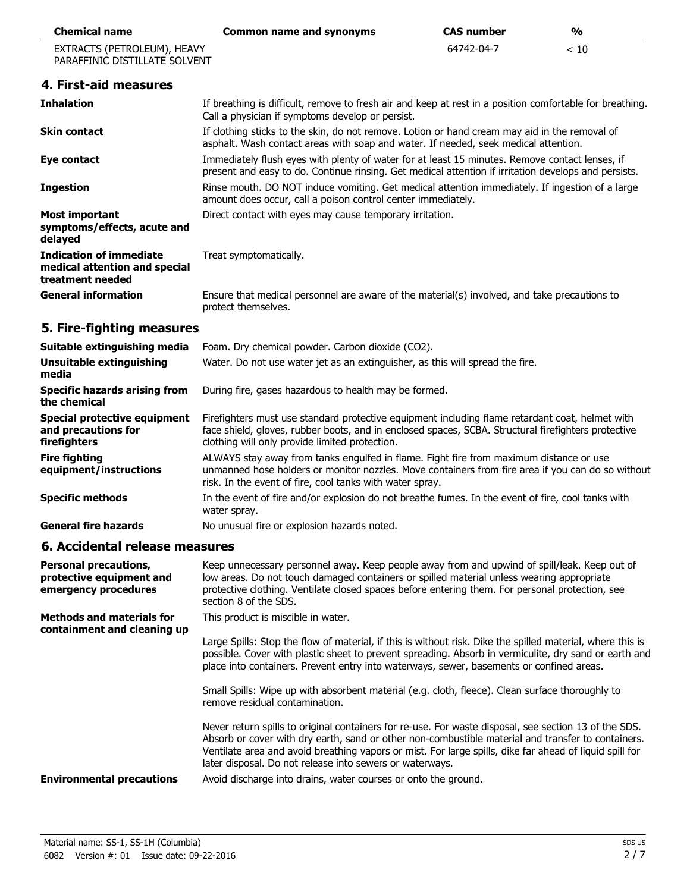| Chemical name | Common name and synonyms | CAS number | % |
| --- | --- | --- | --- |
| EXTRACTS (PETROLEUM), HEAVY PARAFFINIC DISTILLATE SOLVENT | | 64742-04-7 | < 10 |

## 4. First-aid measures

| | |
| --- | --- |
| **Inhalation** | If breathing is difficult, remove to fresh air and keep at rest in a position comfortable for breathing. Call a physician if symptoms develop or persist. |
| **Skin contact** | If clothing sticks to the skin, do not remove. Lotion or hand cream may aid in the removal of asphalt. Wash contact areas with soap and water. If needed, seek medical attention. |
| **Eye contact** | Immediately flush eyes with plenty of water for at least 15 minutes. Remove contact lenses, if present and easy to do. Continue rinsing. Get medical attention if irritation develops and persists. |
| **Ingestion** | Rinse mouth. DO NOT induce vomiting. Get medical attention immediately. If ingestion of a large amount does occur, call a poison control center immediately. |
| **Most important symptoms/effects, acute and delayed** | Direct contact with eyes may cause temporary irritation. |
| **Indication of immediate medical attention and special treatment needed** | Treat symptomatically. |
| **General information** | Ensure that medical personnel are aware of the material(s) involved, and take precautions to protect themselves. |

## 5. Fire-fighting measures

| | |
| --- | --- |
| **Suitable extinguishing media** | Foam. Dry chemical powder. Carbon dioxide ($CO_2$). |
| **Unsuitable extinguishing media** | Water. Do not use water jet as an extinguisher, as this will spread the fire. |
| **Specific hazards arising from the chemical** | During fire, gases hazardous to health may be formed. |
| **Special protective equipment and precautions for firefighters** | Firefighters must use standard protective equipment including flame retardant coat, helmet with face shield, gloves, rubber boots, and in enclosed spaces, SCBA. Structural firefighters protective clothing will only provide limited protection. |
| **Fire fighting equipment/instructions** | ALWAYS stay away from tanks engulfed in flame. Fight fire from maximum distance or use unmanned hose holders or monitor nozzles. Move containers from fire area if you can do so without risk. In the event of fire, cool tanks with water spray. |
| **Specific methods** | In the event of fire and/or explosion do not breathe fumes. In the event of fire, cool tanks with water spray. |
| **General fire hazards** | No unusual fire or explosion hazards noted. |

## 6. Accidental release measures

**Personal precautions, protective equipment and emergency procedures**

Keep unnecessary personnel away. Keep people away from and upwind of spill/leak. Keep out of low areas. Do not touch damaged containers or spilled material unless wearing appropriate protective clothing. Ventilate closed spaces before entering them. For personal protection, see section 8 of the SDS.

**Methods and materials for containment and cleaning up**

This product is miscible in water.

Large Spills: Stop the flow of material, if this is without risk. Dike the spilled material, where this is possible. Cover with plastic sheet to prevent spreading. Absorb in vermiculite, dry sand or earth and place into containers. Prevent entry into waterways, sewer, basements or confined areas.

Small Spills: Wipe up with absorbent material (e.g. cloth, fleece). Clean surface thoroughly to remove residual contamination.

Never return spills to original containers for re-use. For waste disposal, see section 13 of the SDS. Absorb or cover with dry earth, sand or other non-combustible material and transfer to containers. Ventilate area and avoid breathing vapors or mist. For large spills, dike far ahead of liquid spill for later disposal. Do not release into sewers or waterways.

**Environmental precautions**

Avoid discharge into drains, water courses or onto the ground.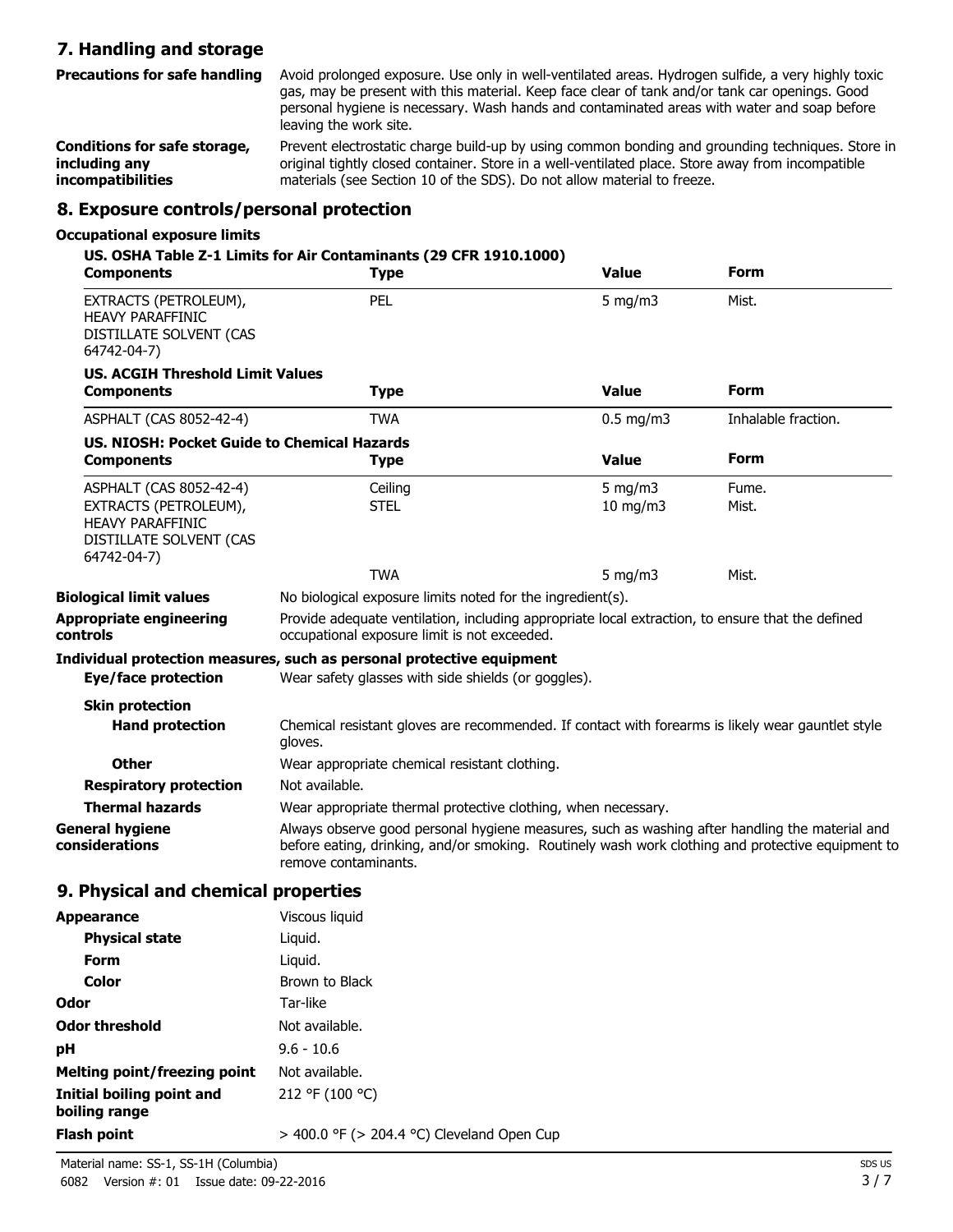## 7. Handling and storage

**Precautions for safe handling** Avoid prolonged exposure. Use only in well-ventilated areas. Hydrogen sulfide, a very highly toxic gas, may be present with this material. Keep face clear of tank and/or tank car openings. Good personal hygiene is necessary. Wash hands and contaminated areas with water and soap before leaving the work site.

**Conditions for safe storage, including any incompatibilities** Prevent electrostatic charge build-up by using common bonding and grounding techniques. Store in original tightly closed container. Store in a well-ventilated place. Store away from incompatible materials (see Section 10 of the SDS). Do not allow material to freeze.

## 8. Exposure controls/personal protection

### Occupational exposure limits

**US. OSHA Table Z-1 Limits for Air Contaminants (29 CFR 1910.1000)**

| Components | Type | Value | Form |
|---|---|---|---|
| EXTRACTS (PETROLEUM), HEAVY PARAFFINIC DISTILLATE SOLVENT (CAS 64742-04-7) | PEL | 5 mg/m3 | Mist. |

**US. ACGIH Threshold Limit Values**

| Components | Type | Value | Form |
|---|---|---|---|
| ASPHALT (CAS 8052-42-4) | TWA | 0.5 mg/m3 | Inhalable fraction. |

**US. NIOSH: Pocket Guide to Chemical Hazards**

| Components | Type | Value | Form |
|---|---|---|---|
| ASPHALT (CAS 8052-42-4) | Ceiling | 5 mg/m3 | Fume. |
| EXTRACTS (PETROLEUM), HEAVY PARAFFINIC DISTILLATE SOLVENT (CAS 64742-04-7) | STEL | 10 mg/m3 | Mist. |
| | TWA | 5 mg/m3 | Mist. |

**Biological limit values** No biological exposure limits noted for the ingredient(s).

**Appropriate engineering controls** Provide adequate ventilation, including appropriate local extraction, to ensure that the defined occupational exposure limit is not exceeded.

**Individual protection measures, such as personal protective equipment**

**Eye/face protection** Wear safety glasses with side shields (or goggles).

**Skin protection**

**Hand protection** Chemical resistant gloves are recommended. If contact with forearms is likely wear gauntlet style gloves.

**Other** Wear appropriate chemical resistant clothing.

**Respiratory protection** Not available.

**Thermal hazards** Wear appropriate thermal protective clothing, when necessary.

**General hygiene considerations** Always observe good personal hygiene measures, such as washing after handling the material and before eating, drinking, and/or smoking. Routinely wash work clothing and protective equipment to remove contaminants.

## 9. Physical and chemical properties

| | |
|---|---|
| **Appearance** | Viscous liquid |
| **Physical state** | Liquid. |
| **Form** | Liquid. |
| **Color** | Brown to Black |
| **Odor** | Tar-like |
| **Odor threshold** | Not available. |
| **pH** | 9.6 - 10.6 |
| **Melting point/freezing point** | Not available. |
| **Initial boiling point and boiling range** | 212 °F (100 °C) |
| **Flash point** | > 400.0 °F (> 204.4 °C) Cleveland Open Cup |

Material name: SS-1, SS-1H (Columbia)
6082 Version #: 01 Issue date: 09-22-2016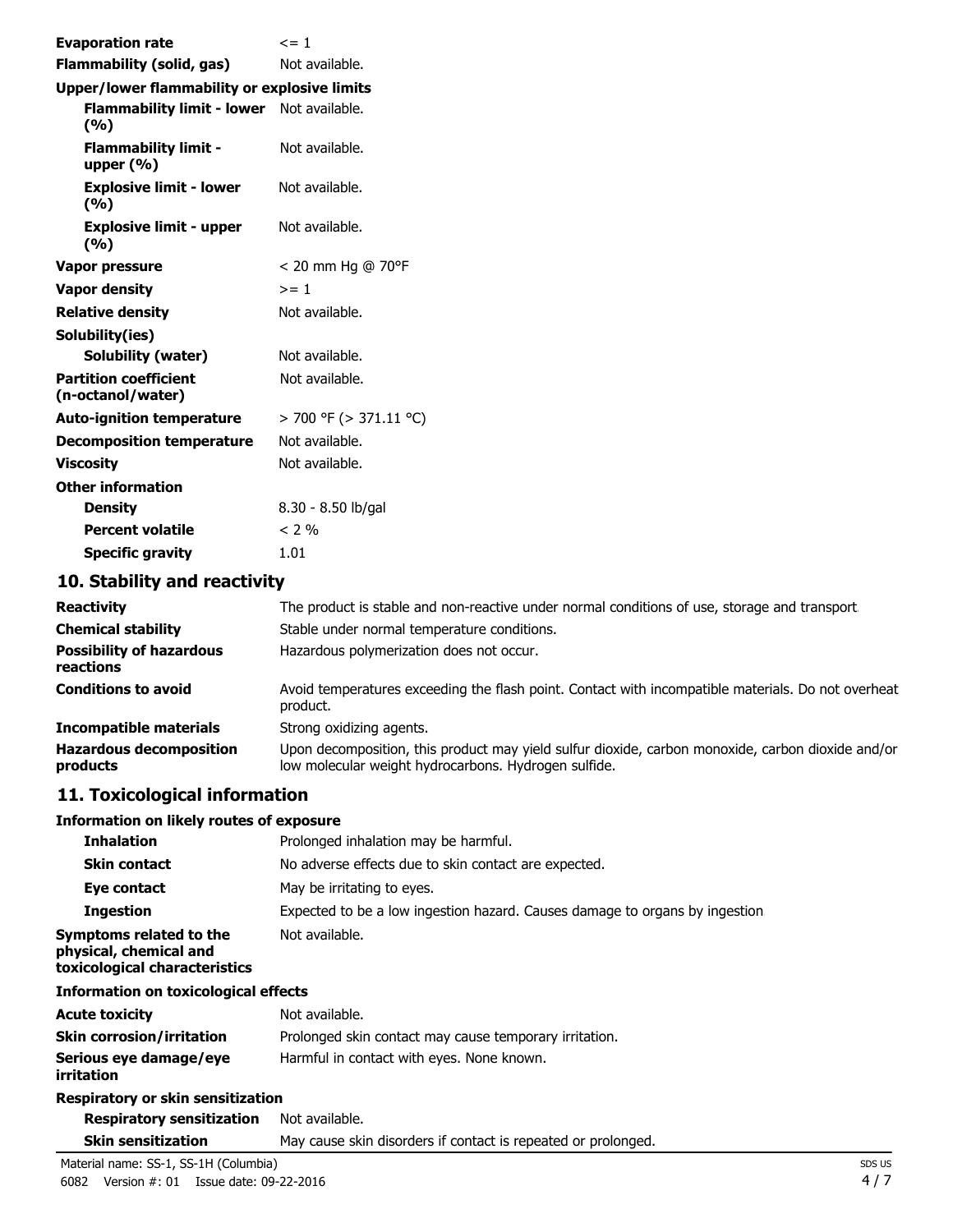| | |
|---|---|
| **Evaporation rate** | <= 1 |
| **Flammability (solid, gas)** | Not available. |
| **Upper/lower flammability or explosive limits** | |
| **Flammability limit - lower (%)** | Not available. |
| **Flammability limit - upper (%)** | Not available. |
| **Explosive limit - lower (%)** | Not available. |
| **Explosive limit - upper (%)** | Not available. |
| **Vapor pressure** | < 20 mm Hg @ 70°F |
| **Vapor density** | >= 1 |
| **Relative density** | Not available. |
| **Solubility(ies)** | |
| **Solubility (water)** | Not available. |
| **Partition coefficient (n-octanol/water)** | Not available. |
| **Auto-ignition temperature** | > 700 °F (> 371.11 °C) |
| **Decomposition temperature** | Not available. |
| **Viscosity** | Not available. |
| **Other information** | |
| **Density** | 8.30 - 8.50 lb/gal |
| **Percent volatile** | < 2 % |
| **Specific gravity** | 1.01 |

## 10. Stability and reactivity

| | |
|---|---|
| **Reactivity** | The product is stable and non-reactive under normal conditions of use, storage and transport. |
| **Chemical stability** | Stable under normal temperature conditions. |
| **Possibility of hazardous reactions** | Hazardous polymerization does not occur. |
| **Conditions to avoid** | Avoid temperatures exceeding the flash point. Contact with incompatible materials. Do not overheat product. |
| **Incompatible materials** | Strong oxidizing agents. |
| **Hazardous decomposition products** | Upon decomposition, this product may yield sulfur dioxide, carbon monoxide, carbon dioxide and/or low molecular weight hydrocarbons. Hydrogen sulfide. |

## 11. Toxicological information

| | |
|---|---|
| **Information on likely routes of exposure** | |
| **Inhalation** | Prolonged inhalation may be harmful. |
| **Skin contact** | No adverse effects due to skin contact are expected. |
| **Eye contact** | May be irritating to eyes. |
| **Ingestion** | Expected to be a low ingestion hazard. Causes damage to organs by ingestion |
| **Symptoms related to the physical, chemical and toxicological characteristics** | Not available. |
| **Information on toxicological effects** | |
| **Acute toxicity** | Not available. |
| **Skin corrosion/irritation** | Prolonged skin contact may cause temporary irritation. |
| **Serious eye damage/eye irritation** | Harmful in contact with eyes. None known. |
| **Respiratory or skin sensitization** | |
| **Respiratory sensitization** | Not available. |
| **Skin sensitization** | May cause skin disorders if contact is repeated or prolonged. |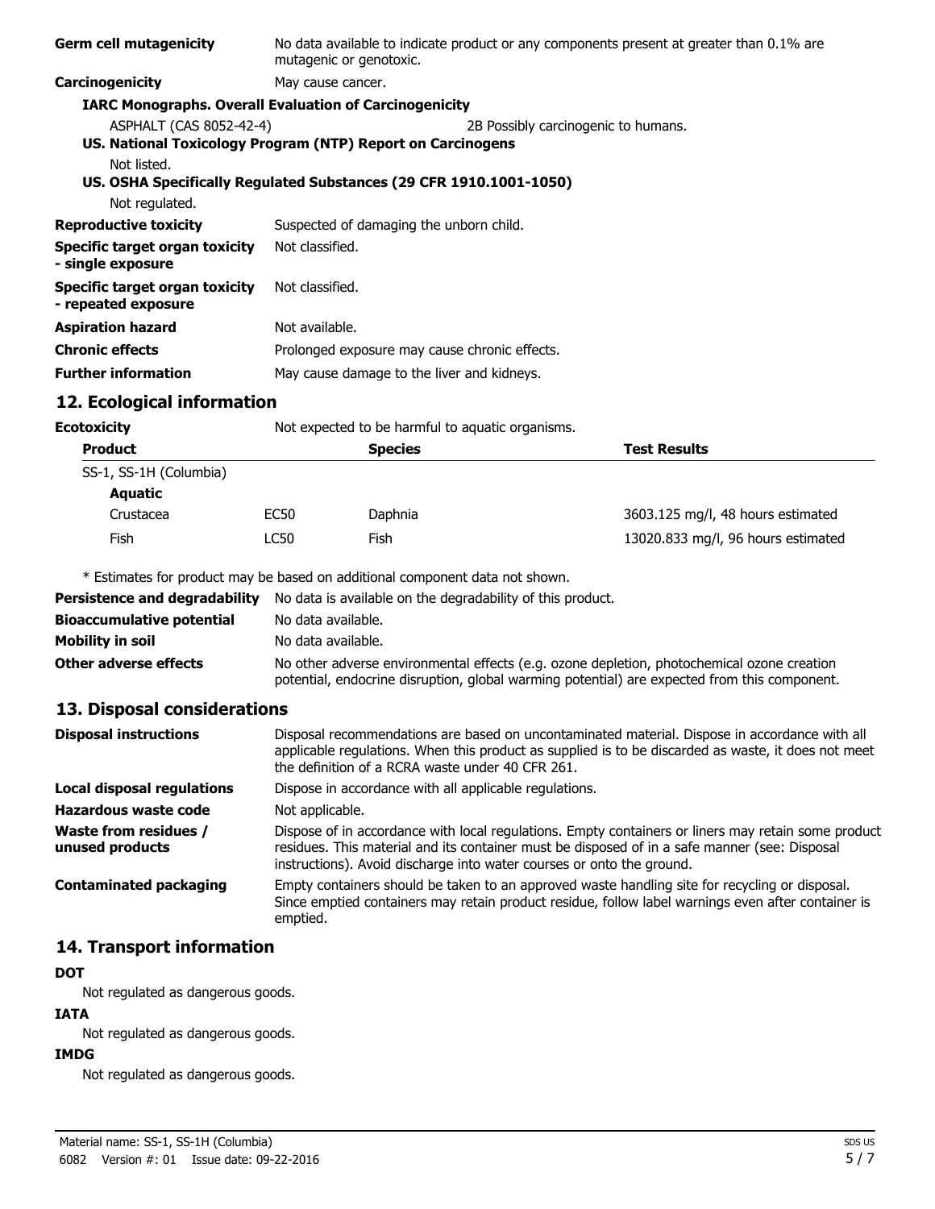**Germ cell mutagenicity** No data available to indicate product or any components present at greater than 0.1% are mutagenic or genotoxic.

**Carcinogenicity** May cause cancer.

**IARC Monographs. Overall Evaluation of Carcinogenicity**

ASPHALT (CAS 8052-42-4) 2B Possibly carcinogenic to humans.

**US. National Toxicology Program (NTP) Report on Carcinogens**

Not listed.

**US. OSHA Specifically Regulated Substances (29 CFR 1910.1001-1050)**

Not regulated.

**Reproductive toxicity** Suspected of damaging the unborn child.

**Specific target organ toxicity - single exposure** Not classified.

**Specific target organ toxicity - repeated exposure** Not classified.

**Aspiration hazard** Not available.

**Chronic effects** Prolonged exposure may cause chronic effects.

**Further information** May cause damage to the liver and kidneys.

## 12. Ecological information

**Ecotoxicity** Not expected to be harmful to aquatic organisms.

| Product | | Species | Test Results |
|---|---|---|---|
| SS-1, SS-1H (Columbia) | | | |
| **Aquatic** | | | |
| Crustacea | EC50 | Daphnia | 3603.125 mg/l, 48 hours estimated |
| Fish | LC50 | Fish | 13020.833 mg/l, 96 hours estimated |

* Estimates for product may be based on additional component data not shown.

**Persistence and degradability** No data is available on the degradability of this product.

**Bioaccumulative potential** No data available.

**Mobility in soil** No data available.

**Other adverse effects** No other adverse environmental effects (e.g. ozone depletion, photochemical ozone creation potential, endocrine disruption, global warming potential) are expected from this component.

## 13. Disposal considerations

**Disposal instructions** Disposal recommendations are based on uncontaminated material. Dispose in accordance with all applicable regulations. When this product as supplied is to be discarded as waste, it does not meet the definition of a RCRA waste under 40 CFR 261.

**Local disposal regulations** Dispose in accordance with all applicable regulations.

**Hazardous waste code** Not applicable.

**Waste from residues / unused products** Dispose of in accordance with local regulations. Empty containers or liners may retain some product residues. This material and its container must be disposed of in a safe manner (see: Disposal instructions). Avoid discharge into water courses or onto the ground.

**Contaminated packaging** Empty containers should be taken to an approved waste handling site for recycling or disposal. Since emptied containers may retain product residue, follow label warnings even after container is emptied.

## 14. Transport information

**DOT**

Not regulated as dangerous goods.

**IATA**

Not regulated as dangerous goods.

**IMDG**

Not regulated as dangerous goods.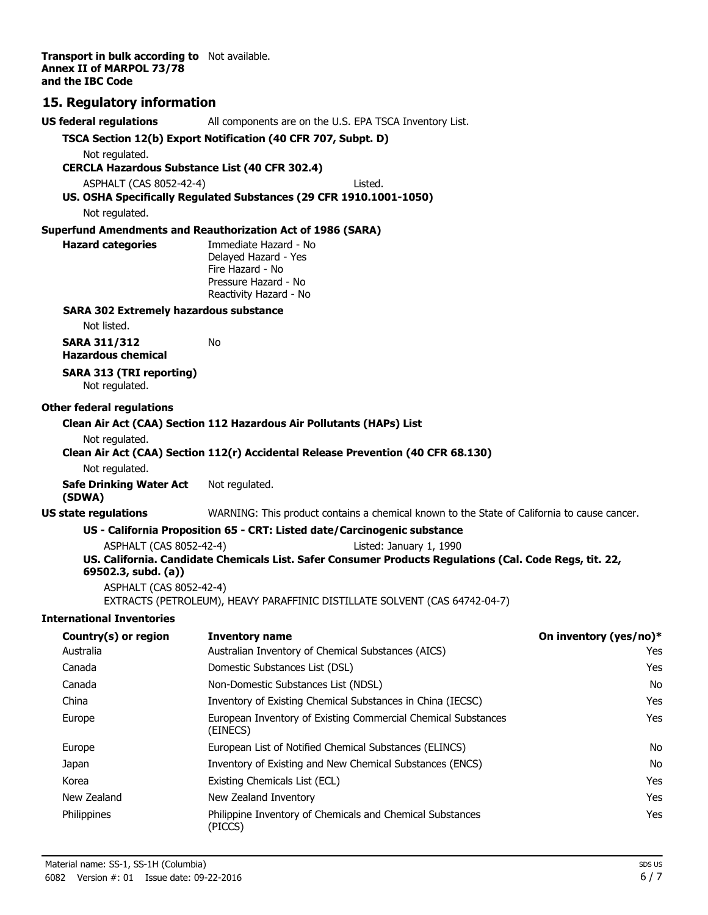**Transport in bulk according to Annex II of MARPOL 73/78 and the IBC Code** Not available.

## 15. Regulatory information

**US federal regulations** All components are on the U.S. EPA TSCA Inventory List.

**TSCA Section 12(b) Export Notification (40 CFR 707, Subpt. D)**

Not regulated.

**CERCLA Hazardous Substance List (40 CFR 302.4)**

ASPHALT (CAS 8052-42-4) Listed.

**US. OSHA Specifically Regulated Substances (29 CFR 1910.1001-1050)**

Not regulated.

**Superfund Amendments and Reauthorization Act of 1986 (SARA)**

**Hazard categories**
Immediate Hazard - No
Delayed Hazard - Yes
Fire Hazard - No
Pressure Hazard - No
Reactivity Hazard - No

**SARA 302 Extremely hazardous substance**

Not listed.

**SARA 311/312 Hazardous chemical** No

**SARA 313 (TRI reporting)**
Not regulated.

**Other federal regulations**

**Clean Air Act (CAA) Section 112 Hazardous Air Pollutants (HAPs) List**

Not regulated.

**Clean Air Act (CAA) Section 112(r) Accidental Release Prevention (40 CFR 68.130)**

Not regulated.

**Safe Drinking Water Act (SDWA)** Not regulated.

**US state regulations** WARNING: This product contains a chemical known to the State of California to cause cancer.

**US - California Proposition 65 - CRT: Listed date/Carcinogenic substance**

ASPHALT (CAS 8052-42-4) Listed: January 1, 1990

**US. California. Candidate Chemicals List. Safer Consumer Products Regulations (Cal. Code Regs, tit. 22, 69502.3, subd. (a))**

ASPHALT (CAS 8052-42-4)
EXTRACTS (PETROLEUM), HEAVY PARAFFINIC DISTILLATE SOLVENT (CAS 64742-04-7)

**International Inventories**

| Country(s) or region | Inventory name | On inventory (yes/no)* |
|---|---|---|
| Australia | Australian Inventory of Chemical Substances (AICS) | Yes |
| Canada | Domestic Substances List (DSL) | Yes |
| Canada | Non-Domestic Substances List (NDSL) | No |
| China | Inventory of Existing Chemical Substances in China (IECSC) | Yes |
| Europe | European Inventory of Existing Commercial Chemical Substances (EINECS) | Yes |
| Europe | European List of Notified Chemical Substances (ELINCS) | No |
| Japan | Inventory of Existing and New Chemical Substances (ENCS) | No |
| Korea | Existing Chemicals List (ECL) | Yes |
| New Zealand | New Zealand Inventory | Yes |
| Philippines | Philippine Inventory of Chemicals and Chemical Substances (PICCS) | Yes |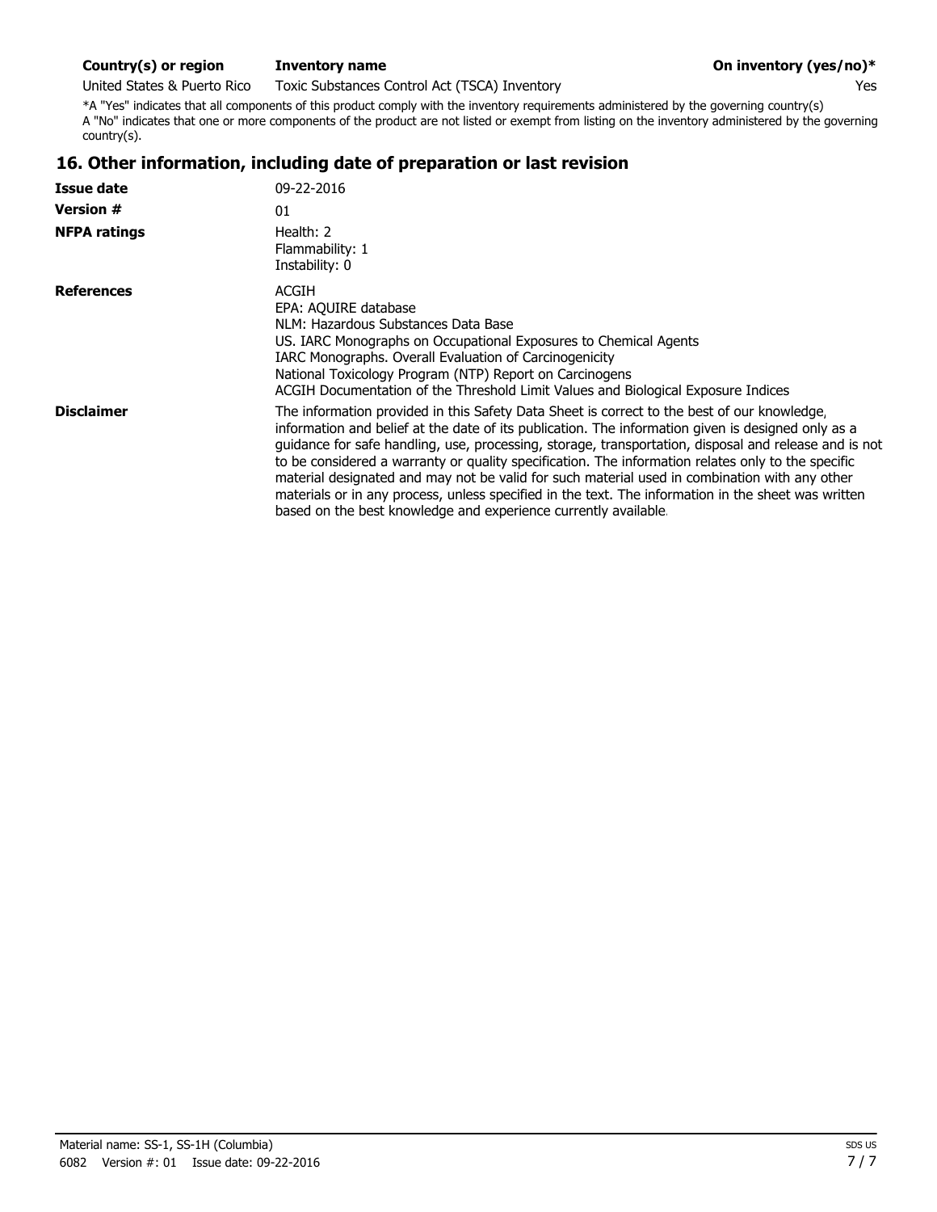| Country(s) or region | Inventory name | On inventory (yes/no)* |
| --- | --- | --- |
| United States & Puerto Rico | Toxic Substances Control Act (TSCA) Inventory | Yes |

*A "Yes" indicates that all components of this product comply with the inventory requirements administered by the governing country(s)
A "No" indicates that one or more components of the product are not listed or exempt from listing on the inventory administered by the governing country(s).

## 16. Other information, including date of preparation or last revision

**Issue date**
09-22-2016

**Version #**
01

**NFPA ratings**
Health: 2
Flammability: 1
Instability: 0

**References**
ACGIH
EPA: AQUIRE database
NLM: Hazardous Substances Data Base
US. IARC Monographs on Occupational Exposures to Chemical Agents
IARC Monographs. Overall Evaluation of Carcinogenicity
National Toxicology Program (NTP) Report on Carcinogens
ACGIH Documentation of the Threshold Limit Values and Biological Exposure Indices

**Disclaimer**
The information provided in this Safety Data Sheet is correct to the best of our knowledge, information and belief at the date of its publication. The information given is designed only as a guidance for safe handling, use, processing, storage, transportation, disposal and release and is not to be considered a warranty or quality specification. The information relates only to the specific material designated and may not be valid for such material used in combination with any other materials or in any process, unless specified in the text. The information in the sheet was written based on the best knowledge and experience currently available.